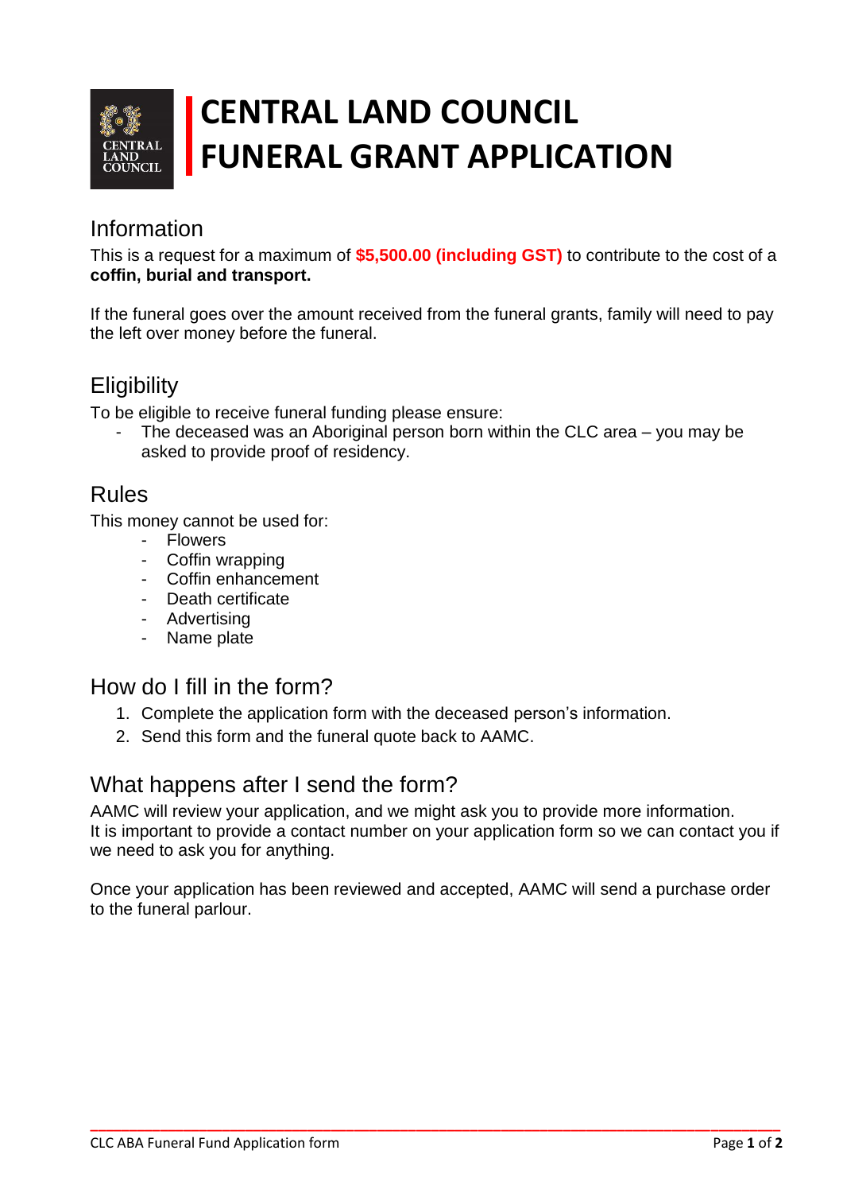# CENTRAL LAND COUNCIL FUNERAL GRANT APPLICATION

## Information

This is a request for a maximum of **$5,500.00 (including GST)** to contribute to the cost of a **coffin, burial and transport.**

If the funeral goes over the amount received from the funeral grants, family will need to pay the left over money before the funeral.

## Eligibility

To be eligible to receive funeral funding please ensure:

- The deceased was an Aboriginal person born within the CLC area – you may be asked to provide proof of residency.

## Rules

This money cannot be used for:

- Flowers
- Coffin wrapping
- Coffin enhancement
- Death certificate
- Advertising
- Name plate

## How do I fill in the form?

1. Complete the application form with the deceased person's information.
2. Send this form and the funeral quote back to AAMC.

## What happens after I send the form?

AAMC will review your application, and we might ask you to provide more information. It is important to provide a contact number on your application form so we can contact you if we need to ask you for anything.

Once your application has been reviewed and accepted, AAMC will send a purchase order to the funeral parlour.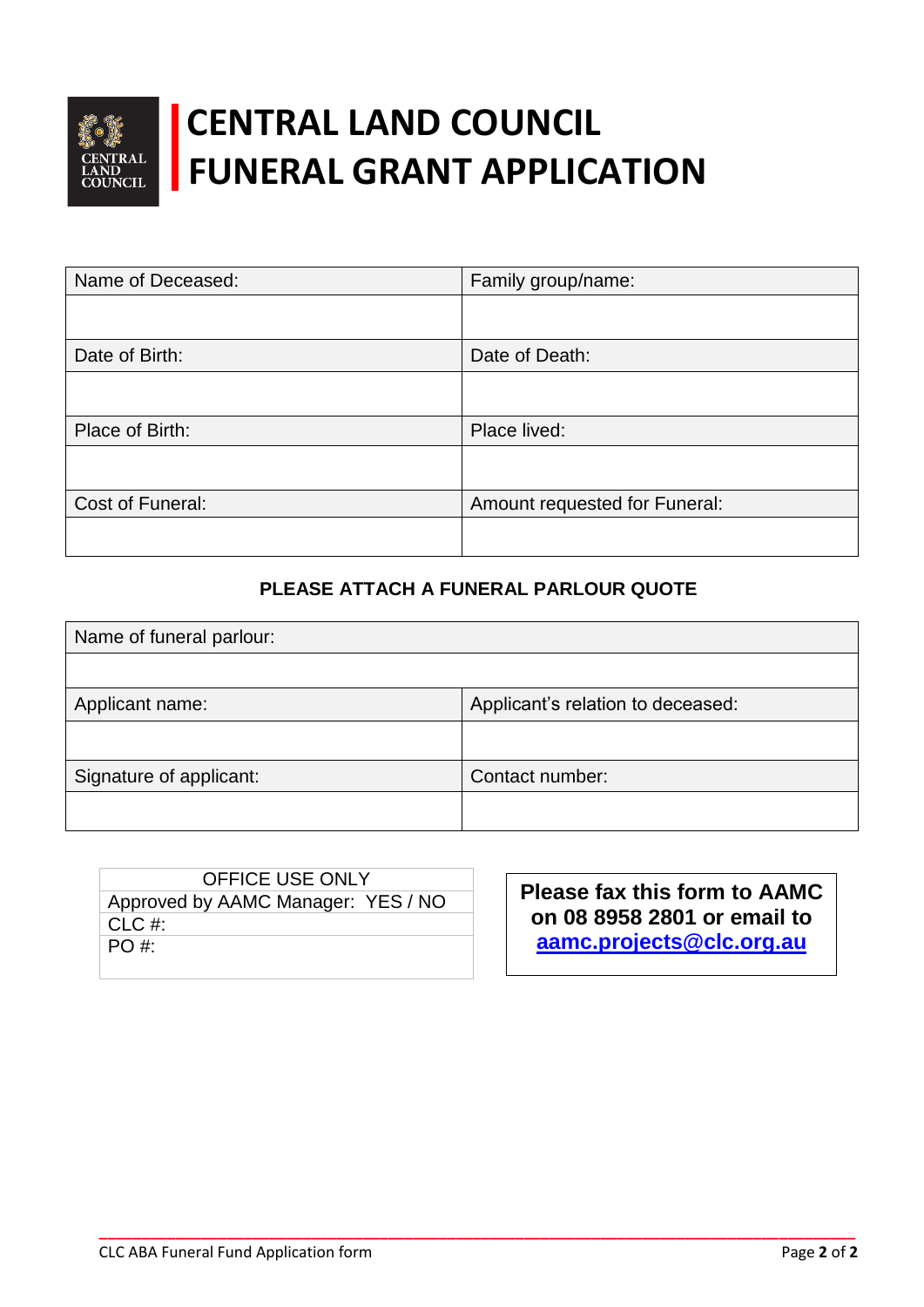# CENTRAL LAND COUNCIL FUNERAL GRANT APPLICATION

| | |
|---|---|
| Name of Deceased: | Family group/name: |
| | |
| Date of Birth: | Date of Death: |
| | |
| Place of Birth: | Place lived: |
| | |
| Cost of Funeral: | Amount requested for Funeral: |
| | |

**PLEASE ATTACH A FUNERAL PARLOUR QUOTE**

| | |
|---|---|
| Name of funeral parlour: | |
| | |
| Applicant name: | Applicant's relation to deceased: |
| | |
| Signature of applicant: | Contact number: |
| | |

| OFFICE USE ONLY |
|---|
| Approved by AAMC Manager: YES / NO |
| CLC #: |
| PO #: |

**Please fax this form to AAMC on 08 8958 2801 or email to aamc.projects@clc.org.au**